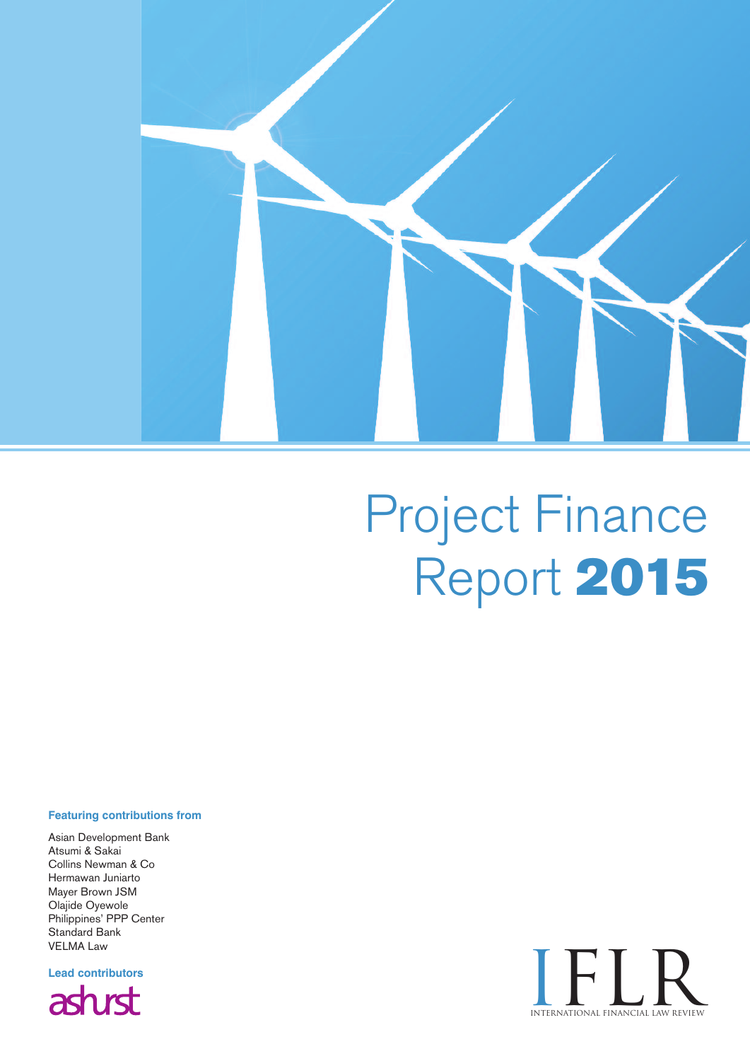# Project Finance Report 2015

**Featuring contributions from**

Asian Development Bank
Atsumi & Sakai
Collins Newman & Co
Hermawan Juniarto
Mayer Brown JSM
Olajide Oyewole
Philippines' PPP Center
Standard Bank
VELMA Law

**Lead contributors**

ashurst

IFLR
INTERNATIONAL FINANCIAL LAW REVIEW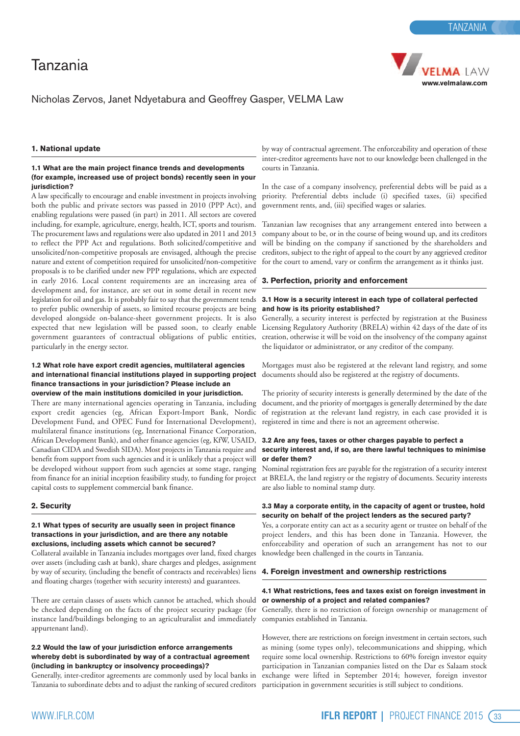# Tanzania

Nicholas Zervos, Janet Ndyetabura and Geoffrey Gasper, VELMA Law

VELMA LAW
www.velmalaw.com

## 1. National update

### 1.1 What are the main project finance trends and developments (for example, increased use of project bonds) recently seen in your jurisdiction?

A law specifically to encourage and enable investment in projects involving both the public and private sectors was passed in 2010 (PPP Act), and enabling regulations were passed (in part) in 2011. All sectors are covered including, for example, agriculture, energy, health, ICT, sports and tourism. The procurement laws and regulations were also updated in 2011 and 2013 to reflect the PPP Act and regulations. Both solicited/competitive and unsolicited/non-competitive proposals are envisaged, although the precise nature and extent of competition required for unsolicited/non-competitive proposals is to be clarified under new PPP regulations, which are expected in early 2016. Local content requirements are an increasing area of development and, for instance, are set out in some detail in recent new legislation for oil and gas. It is probably fair to say that the government tends to prefer public ownership of assets, so limited recourse projects are being developed alongside on-balance-sheet government projects. It is also expected that new legislation will be passed soon, to clearly enable government guarantees of contractual obligations of public entities, particularly in the energy sector.

### 1.2 What role have export credit agencies, multilateral agencies and international financial institutions played in supporting project finance transactions in your jurisdiction? Please include an overview of the main institutions domiciled in your jurisdiction.

There are many international agencies operating in Tanzania, including export credit agencies (eg, African Export-Import Bank, Nordic Development Fund, and OPEC Fund for International Development), multilateral finance institutions (eg, International Finance Corporation, and African Development Bank), and other finance agencies (eg, KfW, USAID, Canadian CIDA and Swedish SIDA). Most projects in Tanzania require and benefit from support from such agencies and it is unlikely that a project will be developed without support from such agencies at some stage, ranging from finance for an initial inception feasibility study, to funding for project capital costs to supplement commercial bank finance.

## 2. Security

### 2.1 What types of security are usually seen in project finance transactions in your jurisdiction, and are there any notable exclusions, including assets which cannot be secured?

Collateral available in Tanzania includes mortgages over land, fixed charges over assets (including cash at bank), share charges and pledges, assignment by way of security, (including the benefit of contracts and receivables) liens and floating charges (together with security interests) and guarantees.

There are certain classes of assets which cannot be attached, which should be checked depending on the facts of the project security package (for instance land/buildings belonging to an agriculturalist and immediately appurtenant land).

### 2.2 Would the law of your jurisdiction enforce arrangements whereby debt is subordinated by way of a contractual agreement (including in bankruptcy or insolvency proceedings)?

Generally, inter-creditor agreements are commonly used by local banks in Tanzania to subordinate debts and to adjust the ranking of secured creditors by way of contractual agreement. The enforceability and operation of these inter-creditor agreements have not to our knowledge been challenged in the courts in Tanzania.

In the case of a company insolvency, preferential debts will be paid as a priority. Preferential debts include (i) specified taxes, (ii) specified government rents, and, (iii) specified wages or salaries.

Tanzanian law recognises that any arrangement entered into between a company about to be, or in the course of being wound up, and its creditors will be binding on the company if sanctioned by the shareholders and creditors, subject to the right of appeal to the court by any aggrieved creditor for the court to amend, vary or confirm the arrangement as it thinks just.

## 3. Perfection, priority and enforcement

### 3.1 How is a security interest in each type of collateral perfected and how is its priority established?

Generally, a security interest is perfected by registration at the Business Licensing Regulatory Authority (BRELA) within 42 days of the date of its creation, otherwise it will be void on the insolvency of the company against the liquidator or administrator, or any creditor of the company.

Mortgages must also be registered at the relevant land registry, and some documents should also be registered at the registry of documents.

The priority of security interests is generally determined by the date of the document, and the priority of mortgages is generally determined by the date of registration at the relevant land registry, in each case provided it is registered in time and there is not an agreement otherwise.

### 3.2 Are any fees, taxes or other charges payable to perfect a security interest and, if so, are there lawful techniques to minimise or defer them?

Nominal registration fees are payable for the registration of a security interest at BRELA, the land registry or the registry of documents. Security interests are also liable to nominal stamp duty.

### 3.3 May a corporate entity, in the capacity of agent or trustee, hold security on behalf of the project lenders as the secured party?

Yes, a corporate entity can act as a security agent or trustee on behalf of the project lenders, and this has been done in Tanzania. However, the enforceability and operation of such an arrangement has not to our knowledge been challenged in the courts in Tanzania.

## 4. Foreign investment and ownership restrictions

### 4.1 What restrictions, fees and taxes exist on foreign investment in or ownership of a project and related companies?

Generally, there is no restriction of foreign ownership or management of companies established in Tanzania.

However, there are restrictions on foreign investment in certain sectors, such as mining (some types only), telecommunications and shipping, which require some local ownership. Restrictions to 60% foreign investor equity participation in Tanzanian companies listed on the Dar es Salaam stock exchange were lifted in September 2014; however, foreign investor participation in government securities is still subject to conditions.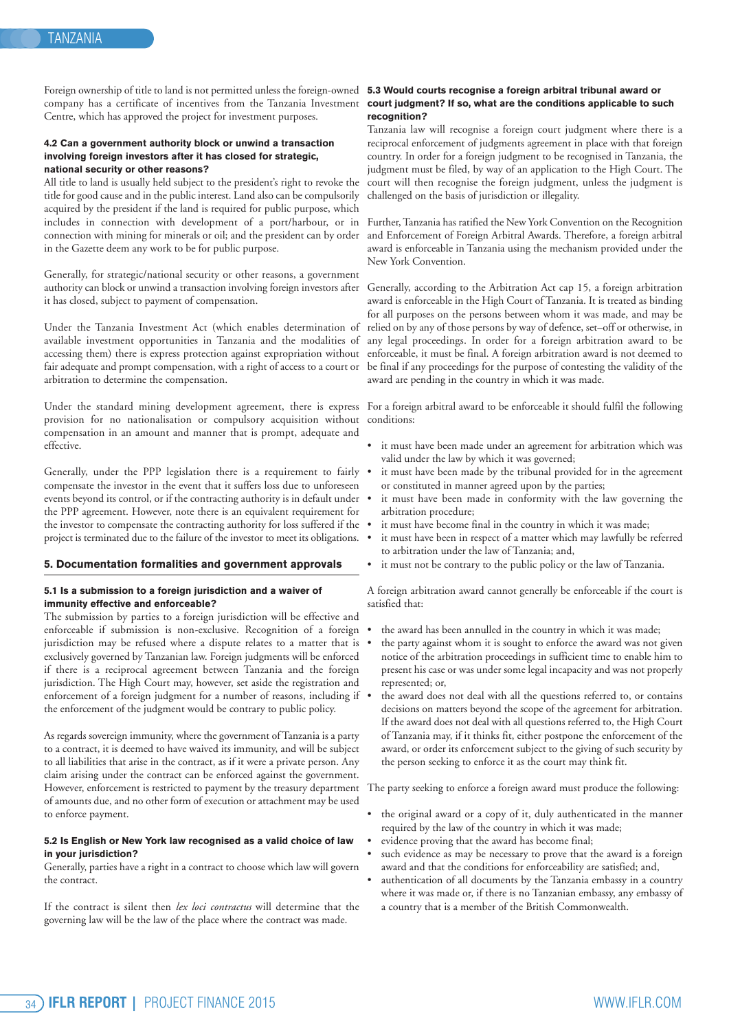Foreign ownership of title to land is not permitted unless the foreign-owned company has a certificate of incentives from the Tanzania Investment Centre, which has approved the project for investment purposes.

### 4.2 Can a government authority block or unwind a transaction involving foreign investors after it has closed for strategic, national security or other reasons?

All title to land is usually held subject to the president's right to revoke the title for good cause and in the public interest. Land also can be compulsorily acquired by the president if the land is required for public purpose, which includes in connection with development of a port/harbour, or in connection with mining for minerals or oil; and the president can by order in the Gazette deem any work to be for public purpose.

Generally, for strategic/national security or other reasons, a government authority can block or unwind a transaction involving foreign investors after it has closed, subject to payment of compensation.

Under the Tanzania Investment Act (which enables determination of available investment opportunities in Tanzania and the modalities of accessing them) there is express protection against expropriation without fair adequate and prompt compensation, with a right of access to a court or arbitration to determine the compensation.

Under the standard mining development agreement, there is express provision for no nationalisation or compulsory acquisition without compensation in an amount and manner that is prompt, adequate and effective.

Generally, under the PPP legislation there is a requirement to fairly compensate the investor in the event that it suffers loss due to unforeseen events beyond its control, or if the contracting authority is in default under the PPP agreement. However, note there is an equivalent requirement for the investor to compensate the contracting authority for loss suffered if the project is terminated due to the failure of the investor to meet its obligations.

## 5. Documentation formalities and government approvals

### 5.1 Is a submission to a foreign jurisdiction and a waiver of immunity effective and enforceable?

The submission by parties to a foreign jurisdiction will be effective and enforceable if submission is non-exclusive. Recognition of a foreign jurisdiction may be refused where a dispute relates to a matter that is exclusively governed by Tanzanian law. Foreign judgments will be enforced if there is a reciprocal agreement between Tanzania and the foreign jurisdiction. The High Court may, however, set aside the registration and enforcement of a foreign judgment for a number of reasons, including if the enforcement of the judgment would be contrary to public policy.

As regards sovereign immunity, where the government of Tanzania is a party to a contract, it is deemed to have waived its immunity, and will be subject to all liabilities that arise in the contract, as if it were a private person. Any claim arising under the contract can be enforced against the government. However, enforcement is restricted to payment by the treasury department of amounts due, and no other form of execution or attachment may be used to enforce payment.

### 5.2 Is English or New York law recognised as a valid choice of law in your jurisdiction?

Generally, parties have a right in a contract to choose which law will govern the contract.

If the contract is silent then *lex loci contractus* will determine that the governing law will be the law of the place where the contract was made.

### 5.3 Would courts recognise a foreign arbitral tribunal award or court judgment? If so, what are the conditions applicable to such recognition?

Tanzania law will recognise a foreign court judgment where there is a reciprocal enforcement of judgments agreement in place with that foreign country. In order for a foreign judgment to be recognised in Tanzania, the judgment must be filed, by way of an application to the High Court. The court will then recognise the foreign judgment, unless the judgment is challenged on the basis of jurisdiction or illegality.

Further, Tanzania has ratified the New York Convention on the Recognition and Enforcement of Foreign Arbitral Awards. Therefore, a foreign arbitral award is enforceable in Tanzania using the mechanism provided under the New York Convention.

Generally, according to the Arbitration Act cap 15, a foreign arbitration award is enforceable in the High Court of Tanzania. It is treated as binding for all purposes on the persons between whom it was made, and may be relied on by any of those persons by way of defence, set–off or otherwise, in any legal proceedings. In order for a foreign arbitration award to be enforceable, it must be final. A foreign arbitration award is not deemed to be final if any proceedings for the purpose of contesting the validity of the award are pending in the country in which it was made.

For a foreign arbitral award to be enforceable it should fulfil the following conditions:

- it must have been made under an agreement for arbitration which was valid under the law by which it was governed;
- it must have been made by the tribunal provided for in the agreement or constituted in manner agreed upon by the parties;
- it must have been made in conformity with the law governing the arbitration procedure;
- it must have become final in the country in which it was made;
- it must have been in respect of a matter which may lawfully be referred to arbitration under the law of Tanzania; and,
- it must not be contrary to the public policy or the law of Tanzania.

A foreign arbitration award cannot generally be enforceable if the court is satisfied that:

- the award has been annulled in the country in which it was made;
- the party against whom it is sought to enforce the award was not given notice of the arbitration proceedings in sufficient time to enable him to present his case or was under some legal incapacity and was not properly represented; or,
- the award does not deal with all the questions referred to, or contains decisions on matters beyond the scope of the agreement for arbitration. If the award does not deal with all questions referred to, the High Court of Tanzania may, if it thinks fit, either postpone the enforcement of the award, or order its enforcement subject to the giving of such security by the person seeking to enforce it as the court may think fit.

The party seeking to enforce a foreign award must produce the following:

- the original award or a copy of it, duly authenticated in the manner required by the law of the country in which it was made;
- evidence proving that the award has become final;
- such evidence as may be necessary to prove that the award is a foreign award and that the conditions for enforceability are satisfied; and,
- authentication of all documents by the Tanzania embassy in a country where it was made or, if there is no Tanzanian embassy, any embassy of a country that is a member of the British Commonwealth.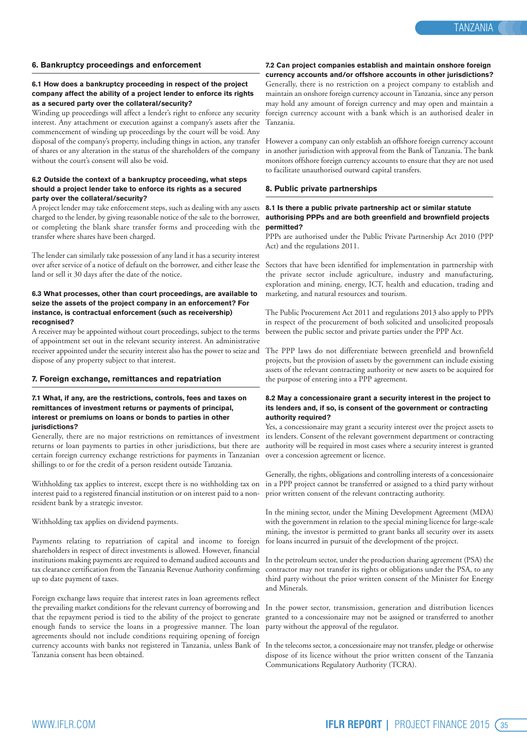## 6. Bankruptcy proceedings and enforcement

### 6.1 How does a bankruptcy proceeding in respect of the project company affect the ability of a project lender to enforce its rights as a secured party over the collateral/security?

Winding up proceedings will affect a lender's right to enforce any security interest. Any attachment or execution against a company's assets after the commencement of winding up proceedings by the court will be void. Any disposal of the company's property, including things in action, any transfer of shares or any alteration in the status of the shareholders of the company without the court's consent will also be void.

### 6.2 Outside the context of a bankruptcy proceeding, what steps should a project lender take to enforce its rights as a secured party over the collateral/security?

A project lender may take enforcement steps, such as dealing with any assets charged to the lender, by giving reasonable notice of the sale to the borrower, or completing the blank share transfer forms and proceeding with the transfer where shares have been charged.

The lender can similarly take possession of any land it has a security interest over after service of a notice of default on the borrower, and either lease the land or sell it 30 days after the date of the notice.

### 6.3 What processes, other than court proceedings, are available to seize the assets of the project company in an enforcement? For instance, is contractual enforcement (such as receivership) recognised?

A receiver may be appointed without court proceedings, subject to the terms of appointment set out in the relevant security interest. An administrative receiver appointed under the security interest also has the power to seize and dispose of any property subject to that interest.

## 7. Foreign exchange, remittances and repatriation

### 7.1 What, if any, are the restrictions, controls, fees and taxes on remittances of investment returns or payments of principal, interest or premiums on loans or bonds to parties in other jurisdictions?

Generally, there are no major restrictions on remittances of investment returns or loan payments to parties in other jurisdictions, but there are certain foreign currency exchange restrictions for payments in Tanzanian shillings to or for the credit of a person resident outside Tanzania.

Withholding tax applies to interest, except there is no withholding tax on interest paid to a registered financial institution or on interest paid to a non-resident bank by a strategic investor.

Withholding tax applies on dividend payments.

Payments relating to repatriation of capital and income to foreign shareholders in respect of direct investments is allowed. However, financial institutions making payments are required to demand audited accounts and tax clearance certification from the Tanzania Revenue Authority confirming up to date payment of taxes.

Foreign exchange laws require that interest rates in loan agreements reflect the prevailing market conditions for the relevant currency of borrowing and that the repayment period is tied to the ability of the project to generate enough funds to service the loans in a progressive manner. The loan agreements should not include conditions requiring opening of foreign currency accounts with banks not registered in Tanzania, unless Bank of Tanzania consent has been obtained.

### 7.2 Can project companies establish and maintain onshore foreign currency accounts and/or offshore accounts in other jurisdictions?

Generally, there is no restriction on a project company to establish and maintain an onshore foreign currency account in Tanzania, since any person may hold any amount of foreign currency and may open and maintain a foreign currency account with a bank which is an authorised dealer in Tanzania.

However a company can only establish an offshore foreign currency account in another jurisdiction with approval from the Bank of Tanzania. The bank monitors offshore foreign currency accounts to ensure that they are not used to facilitate unauthorised outward capital transfers.

## 8. Public private partnerships

### 8.1 Is there a public private partnership act or similar statute authorising PPPs and are both greenfield and brownfield projects permitted?

PPPs are authorised under the Public Private Partnership Act 2010 (PPP Act) and the regulations 2011.

Sectors that have been identified for implementation in partnership with the private sector include agriculture, industry and manufacturing, exploration and mining, energy, ICT, health and education, trading and marketing, and natural resources and tourism.

The Public Procurement Act 2011 and regulations 2013 also apply to PPPs in respect of the procurement of both solicited and unsolicited proposals between the public sector and private parties under the PPP Act.

The PPP laws do not differentiate between greenfield and brownfield projects, but the provision of assets by the government can include existing assets of the relevant contracting authority or new assets to be acquired for the purpose of entering into a PPP agreement.

### 8.2 May a concessionaire grant a security interest in the project to its lenders and, if so, is consent of the government or contracting authority required?

Yes, a concessionaire may grant a security interest over the project assets to its lenders. Consent of the relevant government department or contracting authority will be required in most cases where a security interest is granted over a concession agreement or licence.

Generally, the rights, obligations and controlling interests of a concessionaire in a PPP project cannot be transferred or assigned to a third party without prior written consent of the relevant contracting authority.

In the mining sector, under the Mining Development Agreement (MDA) with the government in relation to the special mining licence for large-scale mining, the investor is permitted to grant banks all security over its assets for loans incurred in pursuit of the development of the project.

In the petroleum sector, under the production sharing agreement (PSA) the contractor may not transfer its rights or obligations under the PSA, to any third party without the prior written consent of the Minister for Energy and Minerals.

In the power sector, transmission, generation and distribution licences granted to a concessionaire may not be assigned or transferred to another party without the approval of the regulator.

In the telecoms sector, a concessionaire may not transfer, pledge or otherwise dispose of its licence without the prior written consent of the Tanzania Communications Regulatory Authority (TCRA).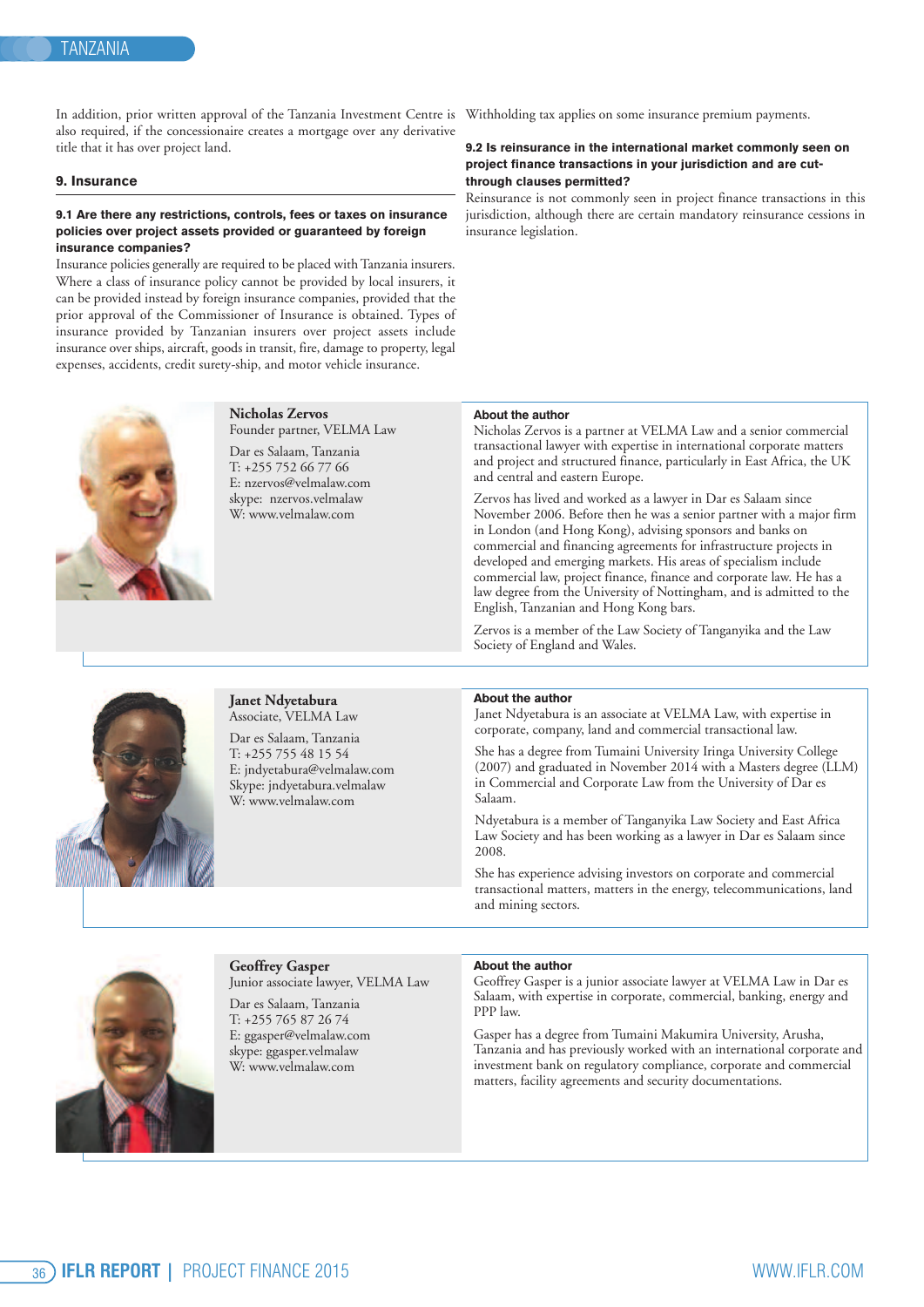In addition, prior written approval of the Tanzania Investment Centre is also required, if the concessionaire creates a mortgage over any derivative title that it has over project land.

## 9. Insurance

### 9.1 Are there any restrictions, controls, fees or taxes on insurance policies over project assets provided or guaranteed by foreign insurance companies?

Insurance policies generally are required to be placed with Tanzania insurers. Where a class of insurance policy cannot be provided by local insurers, it can be provided instead by foreign insurance companies, provided that the prior approval of the Commissioner of Insurance is obtained. Types of insurance provided by Tanzanian insurers over project assets include insurance over ships, aircraft, goods in transit, fire, damage to property, legal expenses, accidents, credit surety-ship, and motor vehicle insurance.

Withholding tax applies on some insurance premium payments.

### 9.2 Is reinsurance in the international market commonly seen on project finance transactions in your jurisdiction and are cut-through clauses permitted?

Reinsurance is not commonly seen in project finance transactions in this jurisdiction, although there are certain mandatory reinsurance cessions in insurance legislation.

**Nicholas Zervos**
Founder partner, VELMA Law

Dar es Salaam, Tanzania
T: +255 752 66 77 66
E: nzervos@velmalaw.com
skype: nzervos.velmalaw
W: www.velmalaw.com

**About the author**

Nicholas Zervos is a partner at VELMA Law and a senior commercial transactional lawyer with expertise in international corporate matters and project and structured finance, particularly in East Africa, the UK and central and eastern Europe.

Zervos has lived and worked as a lawyer in Dar es Salaam since November 2006. Before then he was a senior partner with a major firm in London (and Hong Kong), advising sponsors and banks on commercial and financing agreements for infrastructure projects in developed and emerging markets. His areas of specialism include commercial law, project finance, finance and corporate law. He has a law degree from the University of Nottingham, and is admitted to the English, Tanzanian and Hong Kong bars.

Zervos is a member of the Law Society of Tanganyika and the Law Society of England and Wales.

**Janet Ndyetabura**
Associate, VELMA Law

Dar es Salaam, Tanzania
T: +255 755 48 15 54
E: jndyetabura@velmalaw.com
Skype: jndyetabura.velmalaw
W: www.velmalaw.com

**About the author**

Janet Ndyetabura is an associate at VELMA Law, with expertise in corporate, company, land and commercial transactional law.

She has a degree from Tumaini University Iringa University College (2007) and graduated in November 2014 with a Masters degree (LLM) in Commercial and Corporate Law from the University of Dar es Salaam.

Ndyetabura is a member of Tanganyika Law Society and East Africa Law Society and has been working as a lawyer in Dar es Salaam since 2008.

She has experience advising investors on corporate and commercial transactional matters, matters in the energy, telecommunications, land and mining sectors.

**Geoffrey Gasper**
Junior associate lawyer, VELMA Law

Dar es Salaam, Tanzania
T: +255 765 87 26 74
E: ggasper@velmalaw.com
skype: ggasper.velmalaw
W: www.velmalaw.com

**About the author**

Geoffrey Gasper is a junior associate lawyer at VELMA Law in Dar es Salaam, with expertise in corporate, commercial, banking, energy and PPP law.

Gasper has a degree from Tumaini Makumira University, Arusha, Tanzania and has previously worked with an international corporate and investment bank on regulatory compliance, corporate and commercial matters, facility agreements and security documentations.